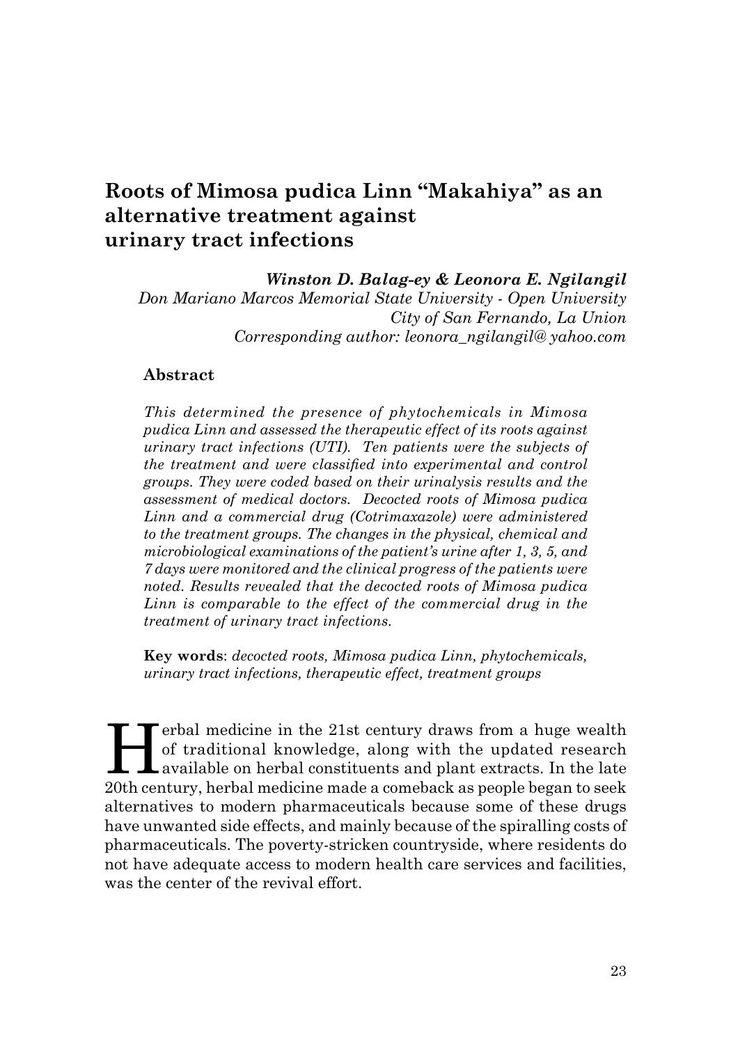# Roots of Mimosa pudica Linn "Makahiya" as an alternative treatment against urinary tract infections

***Winston D. Balag-ey & Leonora E. Ngilangil***

*Don Mariano Marcos Memorial State University - Open University*
*City of San Fernando, La Union*
*Corresponding author: leonora_ngilangil@ yahoo.com*

## Abstract

*This determined the presence of phytochemicals in Mimosa pudica Linn and assessed the therapeutic effect of its roots against urinary tract infections (UTI). Ten patients were the subjects of the treatment and were classified into experimental and control groups. They were coded based on their urinalysis results and the assessment of medical doctors. Decocted roots of Mimosa pudica Linn and a commercial drug (Cotrimaxazole) were administered to the treatment groups. The changes in the physical, chemical and microbiological examinations of the patient's urine after 1, 3, 5, and 7 days were monitored and the clinical progress of the patients were noted. Results revealed that the decocted roots of Mimosa pudica Linn is comparable to the effect of the commercial drug in the treatment of urinary tract infections.*

**Key words**: *decocted roots, Mimosa pudica Linn, phytochemicals, urinary tract infections, therapeutic effect, treatment groups*

Herbal medicine in the 21st century draws from a huge wealth of traditional knowledge, along with the updated research available on herbal constituents and plant extracts. In the late 20th century, herbal medicine made a comeback as people began to seek alternatives to modern pharmaceuticals because some of these drugs have unwanted side effects, and mainly because of the spiralling costs of pharmaceuticals. The poverty-stricken countryside, where residents do not have adequate access to modern health care services and facilities, was the center of the revival effort.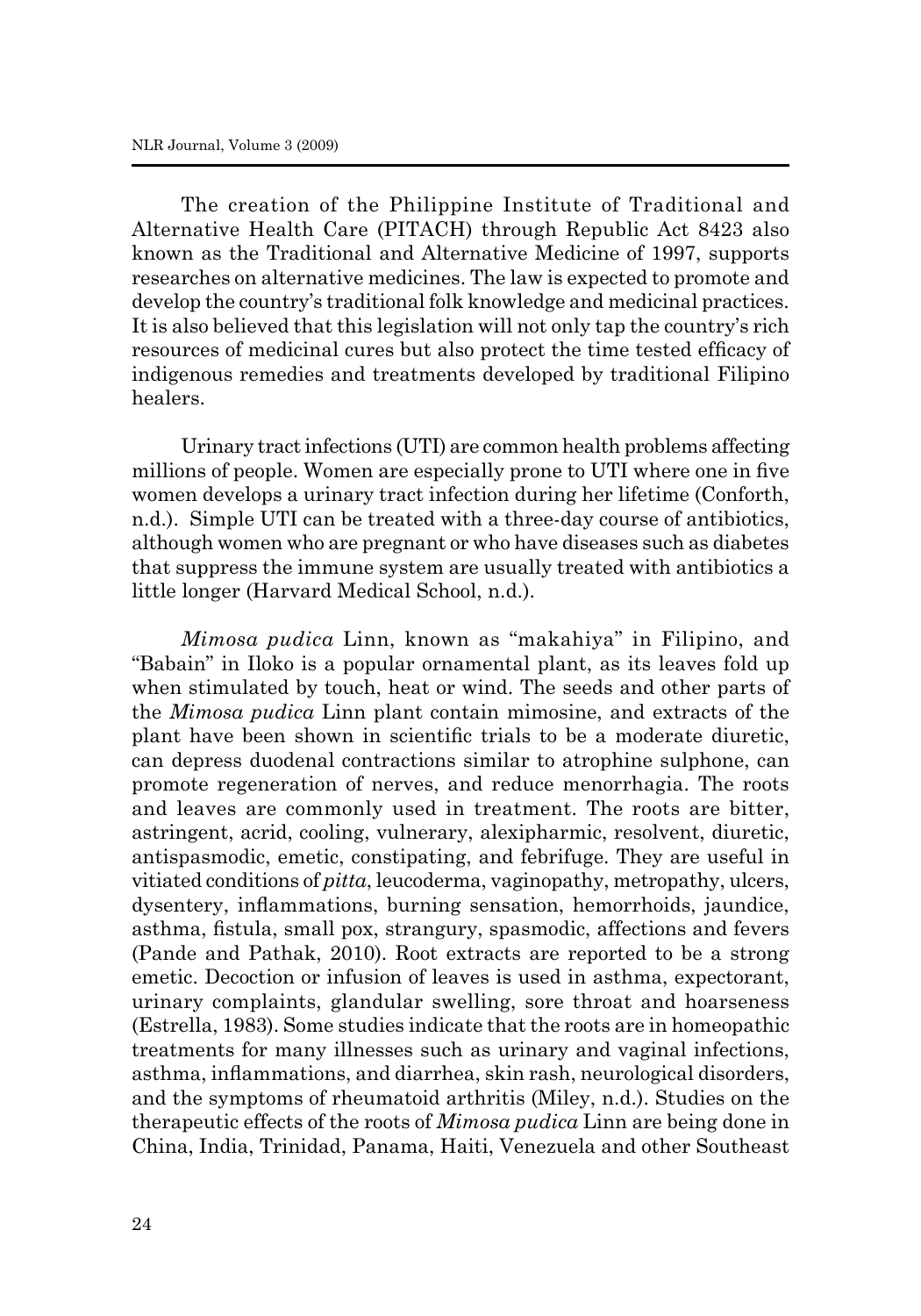The creation of the Philippine Institute of Traditional and Alternative Health Care (PITACH) through Republic Act 8423 also known as the Traditional and Alternative Medicine of 1997, supports researches on alternative medicines. The law is expected to promote and develop the country's traditional folk knowledge and medicinal practices. It is also believed that this legislation will not only tap the country's rich resources of medicinal cures but also protect the time tested efficacy of indigenous remedies and treatments developed by traditional Filipino healers.

Urinary tract infections (UTI) are common health problems affecting millions of people. Women are especially prone to UTI where one in five women develops a urinary tract infection during her lifetime (Conforth, n.d.). Simple UTI can be treated with a three-day course of antibiotics, although women who are pregnant or who have diseases such as diabetes that suppress the immune system are usually treated with antibiotics a little longer (Harvard Medical School, n.d.).

*Mimosa pudica* Linn, known as "makahiya" in Filipino, and "Babain" in Iloko is a popular ornamental plant, as its leaves fold up when stimulated by touch, heat or wind. The seeds and other parts of the *Mimosa pudica* Linn plant contain mimosine, and extracts of the plant have been shown in scientific trials to be a moderate diuretic, can depress duodenal contractions similar to atrophine sulphone, can promote regeneration of nerves, and reduce menorrhagia. The roots and leaves are commonly used in treatment. The roots are bitter, astringent, acrid, cooling, vulnerary, alexipharmic, resolvent, diuretic, antispasmodic, emetic, constipating, and febrifuge. They are useful in vitiated conditions of *pitta*, leucoderma, vaginopathy, metropathy, ulcers, dysentery, inflammations, burning sensation, hemorrhoids, jaundice, asthma, fistula, small pox, strangury, spasmodic, affections and fevers (Pande and Pathak, 2010). Root extracts are reported to be a strong emetic. Decoction or infusion of leaves is used in asthma, expectorant, urinary complaints, glandular swelling, sore throat and hoarseness (Estrella, 1983). Some studies indicate that the roots are in homeopathic treatments for many illnesses such as urinary and vaginal infections, asthma, inflammations, and diarrhea, skin rash, neurological disorders, and the symptoms of rheumatoid arthritis (Miley, n.d.). Studies on the therapeutic effects of the roots of *Mimosa pudica* Linn are being done in China, India, Trinidad, Panama, Haiti, Venezuela and other Southeast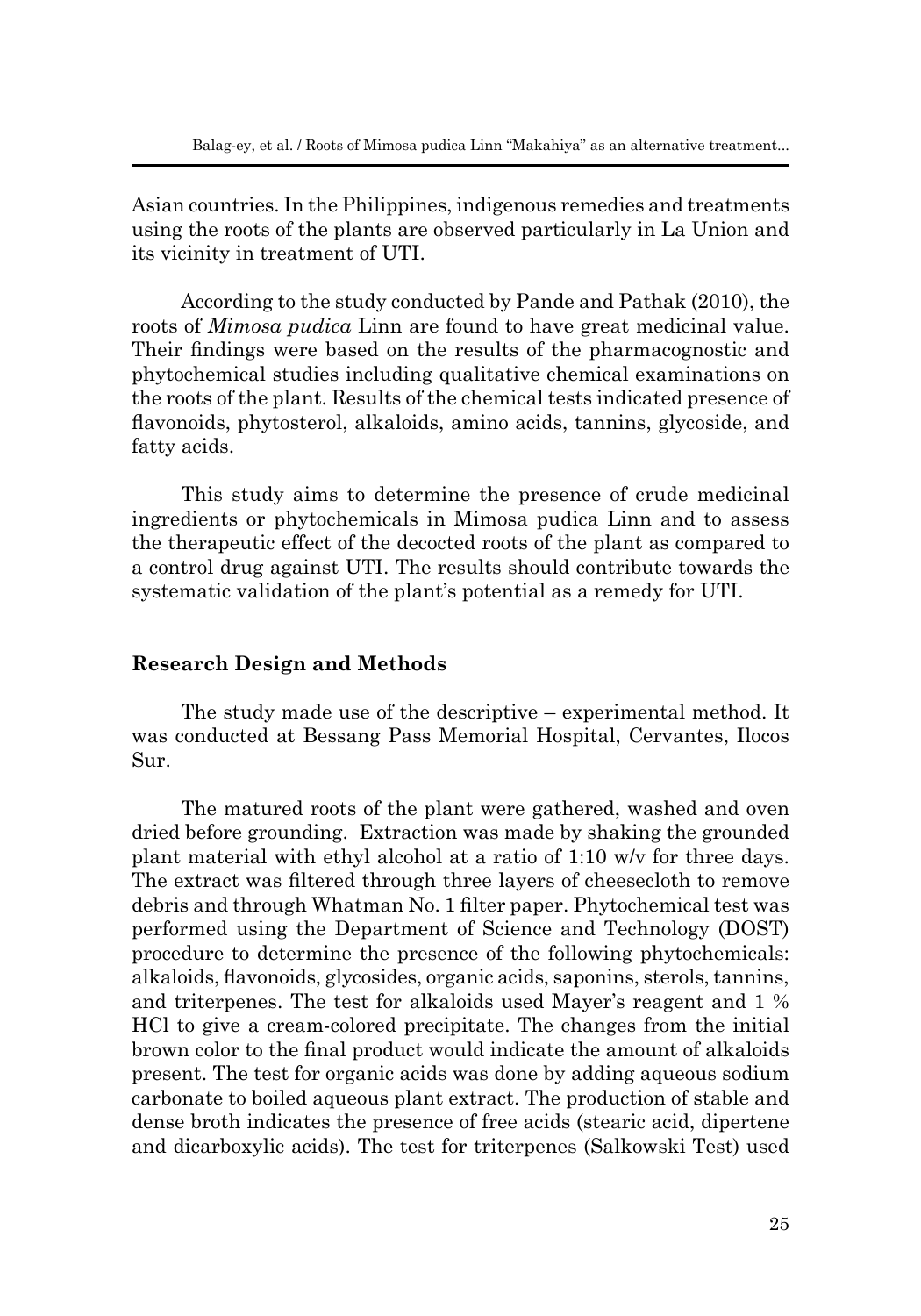Asian countries. In the Philippines, indigenous remedies and treatments using the roots of the plants are observed particularly in La Union and its vicinity in treatment of UTI.

According to the study conducted by Pande and Pathak (2010), the roots of *Mimosa pudica* Linn are found to have great medicinal value. Their findings were based on the results of the pharmacognostic and phytochemical studies including qualitative chemical examinations on the roots of the plant. Results of the chemical tests indicated presence of flavonoids, phytosterol, alkaloids, amino acids, tannins, glycoside, and fatty acids.

This study aims to determine the presence of crude medicinal ingredients or phytochemicals in Mimosa pudica Linn and to assess the therapeutic effect of the decocted roots of the plant as compared to a control drug against UTI. The results should contribute towards the systematic validation of the plant's potential as a remedy for UTI.

## Research Design and Methods

The study made use of the descriptive – experimental method. It was conducted at Bessang Pass Memorial Hospital, Cervantes, Ilocos Sur.

The matured roots of the plant were gathered, washed and oven dried before grounding. Extraction was made by shaking the grounded plant material with ethyl alcohol at a ratio of 1:10 w/v for three days. The extract was filtered through three layers of cheesecloth to remove debris and through Whatman No. 1 filter paper. Phytochemical test was performed using the Department of Science and Technology (DOST) procedure to determine the presence of the following phytochemicals: alkaloids, flavonoids, glycosides, organic acids, saponins, sterols, tannins, and triterpenes. The test for alkaloids used Mayer's reagent and 1 % HCl to give a cream-colored precipitate. The changes from the initial brown color to the final product would indicate the amount of alkaloids present. The test for organic acids was done by adding aqueous sodium carbonate to boiled aqueous plant extract. The production of stable and dense broth indicates the presence of free acids (stearic acid, dipertene and dicarboxylic acids). The test for triterpenes (Salkowski Test) used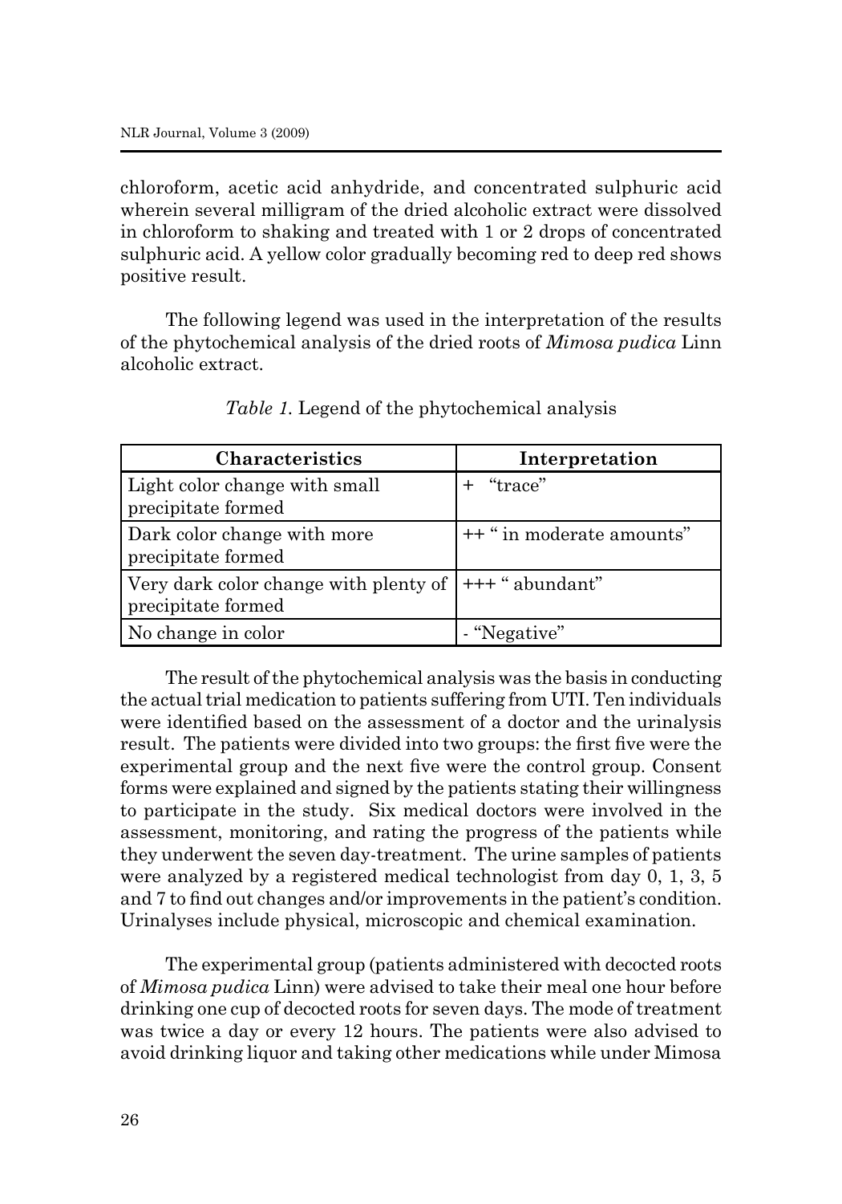chloroform, acetic acid anhydride, and concentrated sulphuric acid wherein several milligram of the dried alcoholic extract were dissolved in chloroform to shaking and treated with 1 or 2 drops of concentrated sulphuric acid. A yellow color gradually becoming red to deep red shows positive result.

The following legend was used in the interpretation of the results of the phytochemical analysis of the dried roots of *Mimosa pudica* Linn alcoholic extract.

*Table 1.* Legend of the phytochemical analysis

| Characteristics | Interpretation |
|---|---|
| Light color change with small precipitate formed | + "trace" |
| Dark color change with more precipitate formed | ++ " in moderate amounts" |
| Very dark color change with plenty of precipitate formed | +++ " abundant" |
| No change in color | - "Negative" |

The result of the phytochemical analysis was the basis in conducting the actual trial medication to patients suffering from UTI. Ten individuals were identified based on the assessment of a doctor and the urinalysis result. The patients were divided into two groups: the first five were the experimental group and the next five were the control group. Consent forms were explained and signed by the patients stating their willingness to participate in the study. Six medical doctors were involved in the assessment, monitoring, and rating the progress of the patients while they underwent the seven day-treatment. The urine samples of patients were analyzed by a registered medical technologist from day 0, 1, 3, 5 and 7 to find out changes and/or improvements in the patient's condition. Urinalyses include physical, microscopic and chemical examination.

The experimental group (patients administered with decocted roots of *Mimosa pudica* Linn) were advised to take their meal one hour before drinking one cup of decocted roots for seven days. The mode of treatment was twice a day or every 12 hours. The patients were also advised to avoid drinking liquor and taking other medications while under Mimosa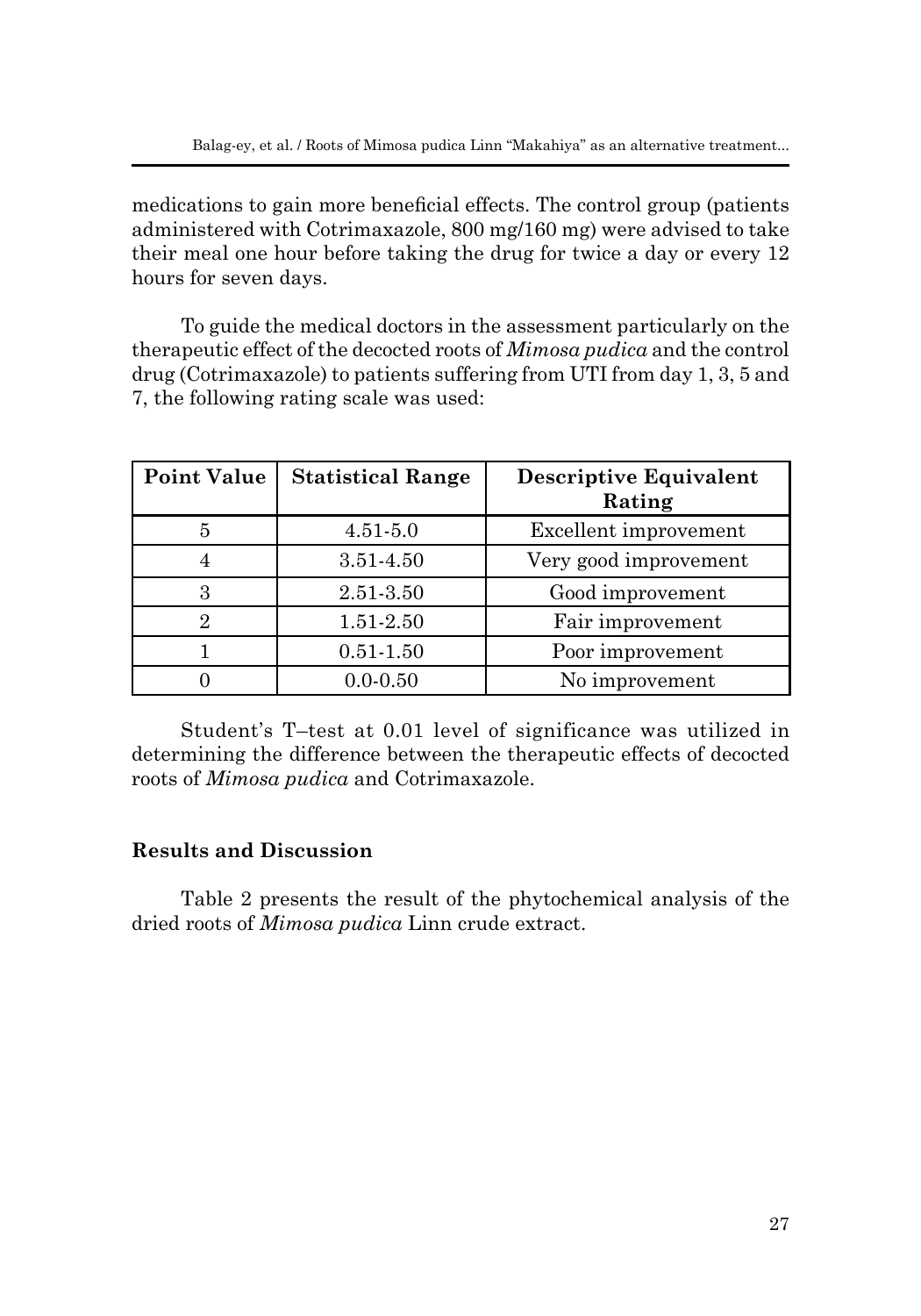medications to gain more beneficial effects. The control group (patients administered with Cotrimaxazole, 800 mg/160 mg) were advised to take their meal one hour before taking the drug for twice a day or every 12 hours for seven days.

To guide the medical doctors in the assessment particularly on the therapeutic effect of the decocted roots of *Mimosa pudica* and the control drug (Cotrimaxazole) to patients suffering from UTI from day 1, 3, 5 and 7, the following rating scale was used:

| Point Value | Statistical Range | Descriptive Equivalent Rating |
|---|---|---|
| 5 | 4.51-5.0 | Excellent improvement |
| 4 | 3.51-4.50 | Very good improvement |
| 3 | 2.51-3.50 | Good improvement |
| 2 | 1.51-2.50 | Fair improvement |
| 1 | 0.51-1.50 | Poor improvement |
| 0 | 0.0-0.50 | No improvement |

Student's T–test at 0.01 level of significance was utilized in determining the difference between the therapeutic effects of decocted roots of *Mimosa pudica* and Cotrimaxazole.

## Results and Discussion

Table 2 presents the result of the phytochemical analysis of the dried roots of *Mimosa pudica* Linn crude extract.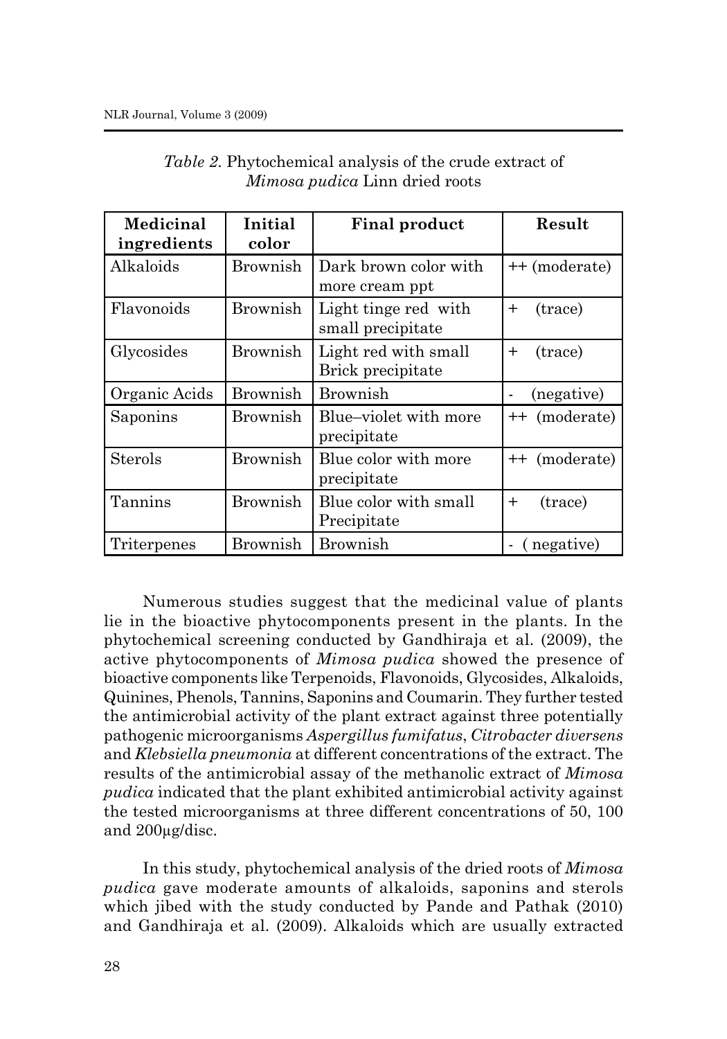*Table 2.* Phytochemical analysis of the crude extract of *Mimosa pudica* Linn dried roots

| Medicinal ingredients | Initial color | Final product | Result |
|---|---|---|---|
| Alkaloids | Brownish | Dark brown color with more cream ppt | ++ (moderate) |
| Flavonoids | Brownish | Light tinge red with small precipitate | + (trace) |
| Glycosides | Brownish | Light red with small Brick precipitate | + (trace) |
| Organic Acids | Brownish | Brownish | - (negative) |
| Saponins | Brownish | Blue–violet with more precipitate | ++ (moderate) |
| Sterols | Brownish | Blue color with more precipitate | ++ (moderate) |
| Tannins | Brownish | Blue color with small Precipitate | + (trace) |
| Triterpenes | Brownish | Brownish | - ( negative) |

Numerous studies suggest that the medicinal value of plants lie in the bioactive phytocomponents present in the plants. In the phytochemical screening conducted by Gandhiraja et al. (2009), the active phytocomponents of *Mimosa pudica* showed the presence of bioactive components like Terpenoids, Flavonoids, Glycosides, Alkaloids, Quinines, Phenols, Tannins, Saponins and Coumarin. They further tested the antimicrobial activity of the plant extract against three potentially pathogenic microorganisms *Aspergillus fumifatus*, *Citrobacter diversens* and *Klebsiella pneumonia* at different concentrations of the extract. The results of the antimicrobial assay of the methanolic extract of *Mimosa pudica* indicated that the plant exhibited antimicrobial activity against the tested microorganisms at three different concentrations of 50, 100 and 200μg/disc.

In this study, phytochemical analysis of the dried roots of *Mimosa pudica* gave moderate amounts of alkaloids, saponins and sterols which jibed with the study conducted by Pande and Pathak (2010) and Gandhiraja et al. (2009). Alkaloids which are usually extracted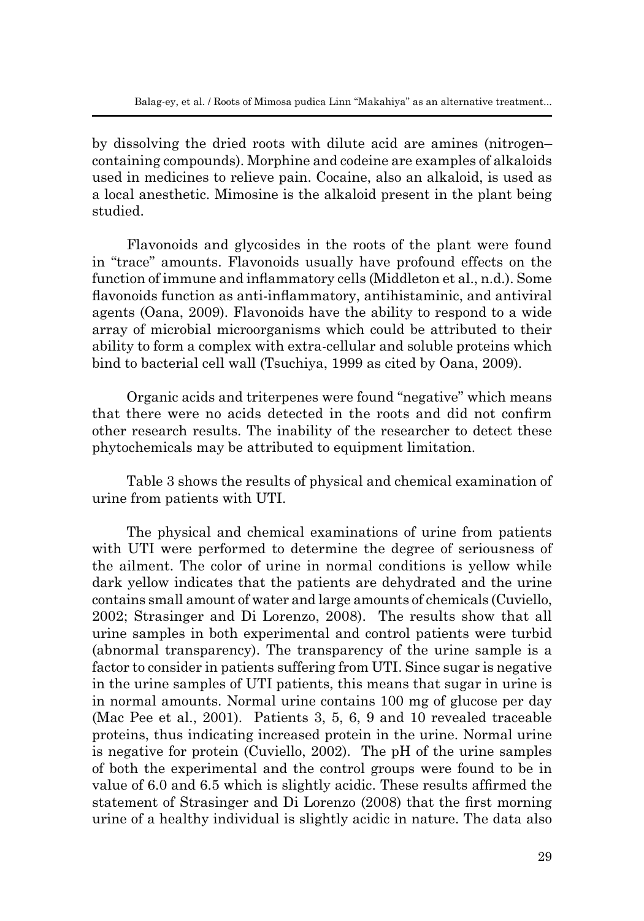by dissolving the dried roots with dilute acid are amines (nitrogen–containing compounds). Morphine and codeine are examples of alkaloids used in medicines to relieve pain. Cocaine, also an alkaloid, is used as a local anesthetic. Mimosine is the alkaloid present in the plant being studied.

Flavonoids and glycosides in the roots of the plant were found in "trace" amounts. Flavonoids usually have profound effects on the function of immune and inflammatory cells (Middleton et al., n.d.). Some flavonoids function as anti-inflammatory, antihistaminic, and antiviral agents (Oana, 2009). Flavonoids have the ability to respond to a wide array of microbial microorganisms which could be attributed to their ability to form a complex with extra-cellular and soluble proteins which bind to bacterial cell wall (Tsuchiya, 1999 as cited by Oana, 2009).

Organic acids and triterpenes were found "negative" which means that there were no acids detected in the roots and did not confirm other research results. The inability of the researcher to detect these phytochemicals may be attributed to equipment limitation.

Table 3 shows the results of physical and chemical examination of urine from patients with UTI.

The physical and chemical examinations of urine from patients with UTI were performed to determine the degree of seriousness of the ailment. The color of urine in normal conditions is yellow while dark yellow indicates that the patients are dehydrated and the urine contains small amount of water and large amounts of chemicals (Cuviello, 2002; Strasinger and Di Lorenzo, 2008). The results show that all urine samples in both experimental and control patients were turbid (abnormal transparency). The transparency of the urine sample is a factor to consider in patients suffering from UTI. Since sugar is negative in the urine samples of UTI patients, this means that sugar in urine is in normal amounts. Normal urine contains 100 mg of glucose per day (Mac Pee et al., 2001). Patients 3, 5, 6, 9 and 10 revealed traceable proteins, thus indicating increased protein in the urine. Normal urine is negative for protein (Cuviello, 2002). The pH of the urine samples of both the experimental and the control groups were found to be in value of 6.0 and 6.5 which is slightly acidic. These results affirmed the statement of Strasinger and Di Lorenzo (2008) that the first morning urine of a healthy individual is slightly acidic in nature. The data also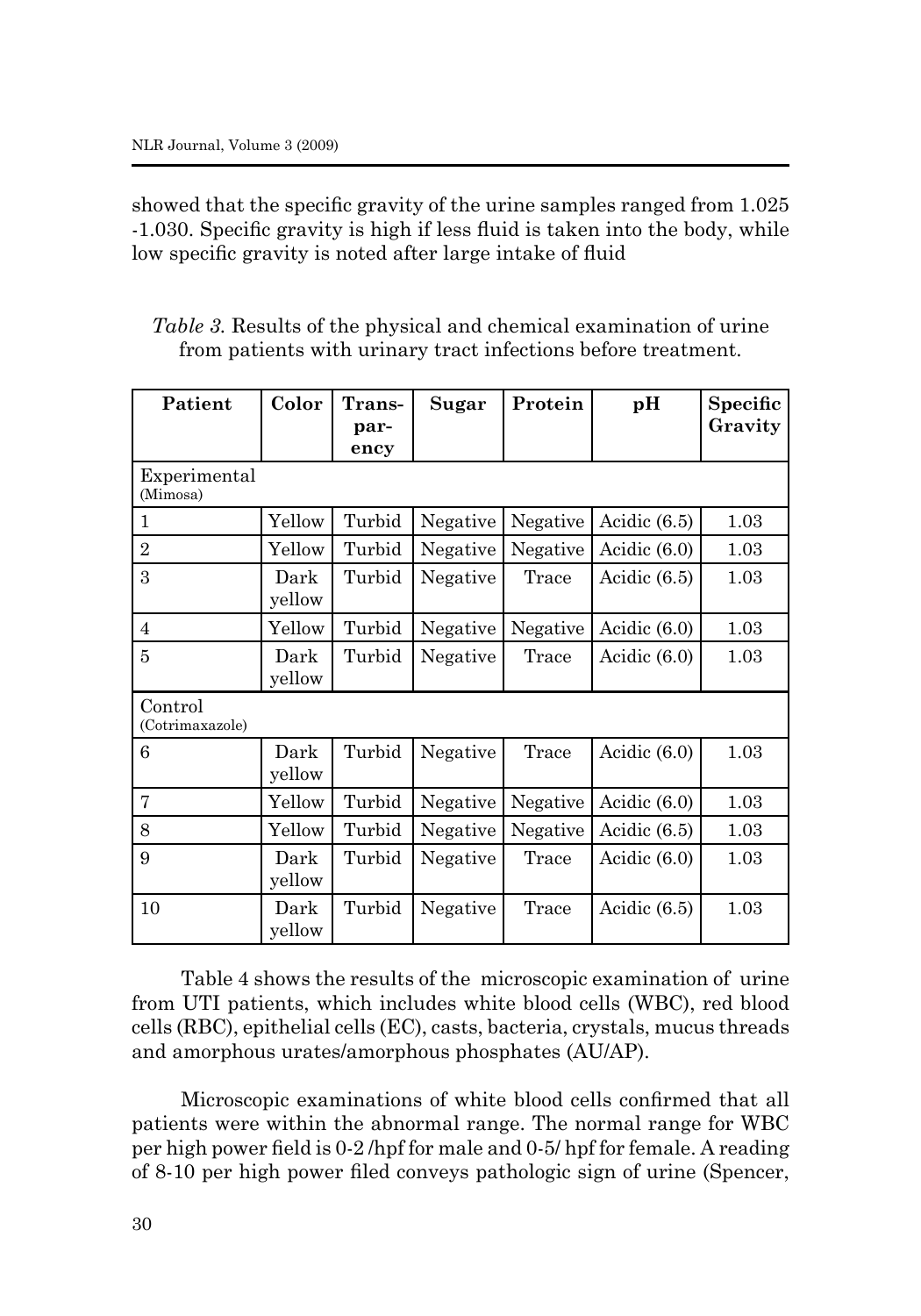showed that the specific gravity of the urine samples ranged from 1.025 -1.030. Specific gravity is high if less fluid is taken into the body, while low specific gravity is noted after large intake of fluid

*Table 3.* Results of the physical and chemical examination of urine from patients with urinary tract infections before treatment.

| Patient | Color | Transparency | Sugar | Protein | pH | Specific Gravity |
|---|---|---|---|---|---|---|
| Experimental (Mimosa) | | | | | | |
| 1 | Yellow | Turbid | Negative | Negative | Acidic (6.5) | 1.03 |
| 2 | Yellow | Turbid | Negative | Negative | Acidic (6.0) | 1.03 |
| 3 | Dark yellow | Turbid | Negative | Trace | Acidic (6.5) | 1.03 |
| 4 | Yellow | Turbid | Negative | Negative | Acidic (6.0) | 1.03 |
| 5 | Dark yellow | Turbid | Negative | Trace | Acidic (6.0) | 1.03 |
| Control (Cotrimaxazole) | | | | | | |
| 6 | Dark yellow | Turbid | Negative | Trace | Acidic (6.0) | 1.03 |
| 7 | Yellow | Turbid | Negative | Negative | Acidic (6.0) | 1.03 |
| 8 | Yellow | Turbid | Negative | Negative | Acidic (6.5) | 1.03 |
| 9 | Dark yellow | Turbid | Negative | Trace | Acidic (6.0) | 1.03 |
| 10 | Dark yellow | Turbid | Negative | Trace | Acidic (6.5) | 1.03 |

Table 4 shows the results of the microscopic examination of urine from UTI patients, which includes white blood cells (WBC), red blood cells (RBC), epithelial cells (EC), casts, bacteria, crystals, mucus threads and amorphous urates/amorphous phosphates (AU/AP).

Microscopic examinations of white blood cells confirmed that all patients were within the abnormal range. The normal range for WBC per high power field is 0-2 /hpf for male and 0-5/ hpf for female. A reading of 8-10 per high power filed conveys pathologic sign of urine (Spencer,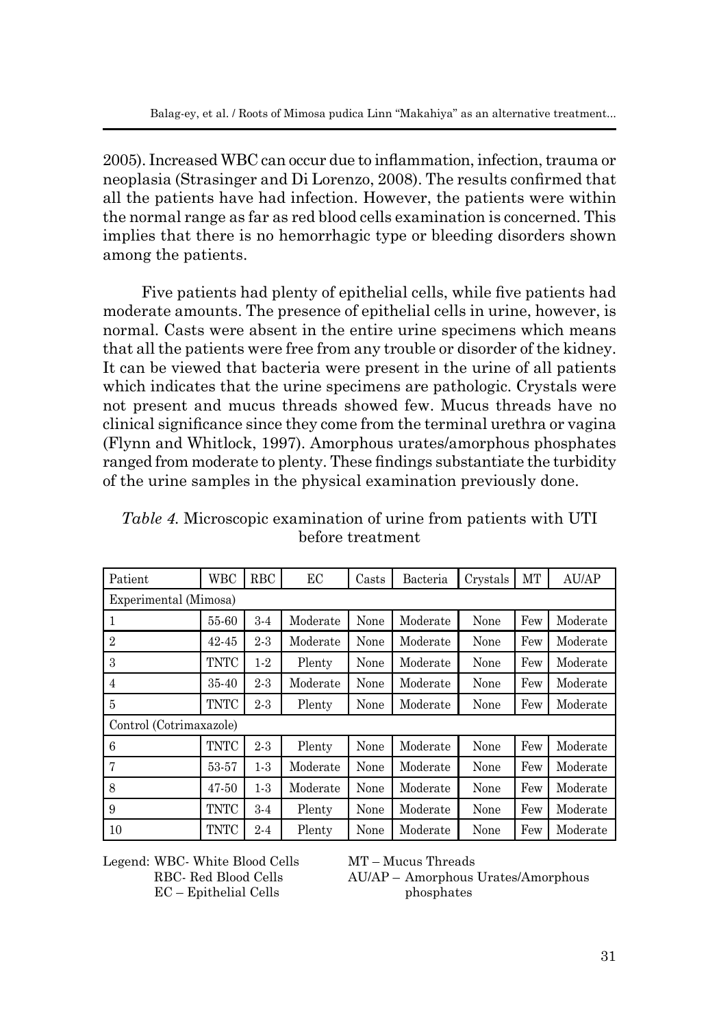2005). Increased WBC can occur due to inflammation, infection, trauma or neoplasia (Strasinger and Di Lorenzo, 2008). The results confirmed that all the patients have had infection. However, the patients were within the normal range as far as red blood cells examination is concerned. This implies that there is no hemorrhagic type or bleeding disorders shown among the patients.

Five patients had plenty of epithelial cells, while five patients had moderate amounts. The presence of epithelial cells in urine, however, is normal. Casts were absent in the entire urine specimens which means that all the patients were free from any trouble or disorder of the kidney. It can be viewed that bacteria were present in the urine of all patients which indicates that the urine specimens are pathologic. Crystals were not present and mucus threads showed few. Mucus threads have no clinical significance since they come from the terminal urethra or vagina (Flynn and Whitlock, 1997). Amorphous urates/amorphous phosphates ranged from moderate to plenty. These findings substantiate the turbidity of the urine samples in the physical examination previously done.

*Table 4.* Microscopic examination of urine from patients with UTI before treatment

| Patient | WBC | RBC | EC | Casts | Bacteria | Crystals | MT | AU/AP |
|---|---|---|---|---|---|---|---|---|
| Experimental (Mimosa) | | | | | | | | |
| 1 | 55-60 | 3-4 | Moderate | None | Moderate | None | Few | Moderate |
| 2 | 42-45 | 2-3 | Moderate | None | Moderate | None | Few | Moderate |
| 3 | TNTC | 1-2 | Plenty | None | Moderate | None | Few | Moderate |
| 4 | 35-40 | 2-3 | Moderate | None | Moderate | None | Few | Moderate |
| 5 | TNTC | 2-3 | Plenty | None | Moderate | None | Few | Moderate |
| Control (Cotrimaxazole) | | | | | | | | |
| 6 | TNTC | 2-3 | Plenty | None | Moderate | None | Few | Moderate |
| 7 | 53-57 | 1-3 | Moderate | None | Moderate | None | Few | Moderate |
| 8 | 47-50 | 1-3 | Moderate | None | Moderate | None | Few | Moderate |
| 9 | TNTC | 3-4 | Plenty | None | Moderate | None | Few | Moderate |
| 10 | TNTC | 2-4 | Plenty | None | Moderate | None | Few | Moderate |

Legend: WBC- White Blood Cells
RBC- Red Blood Cells
EC – Epithelial Cells
MT – Mucus Threads
AU/AP – Amorphous Urates/Amorphous phosphates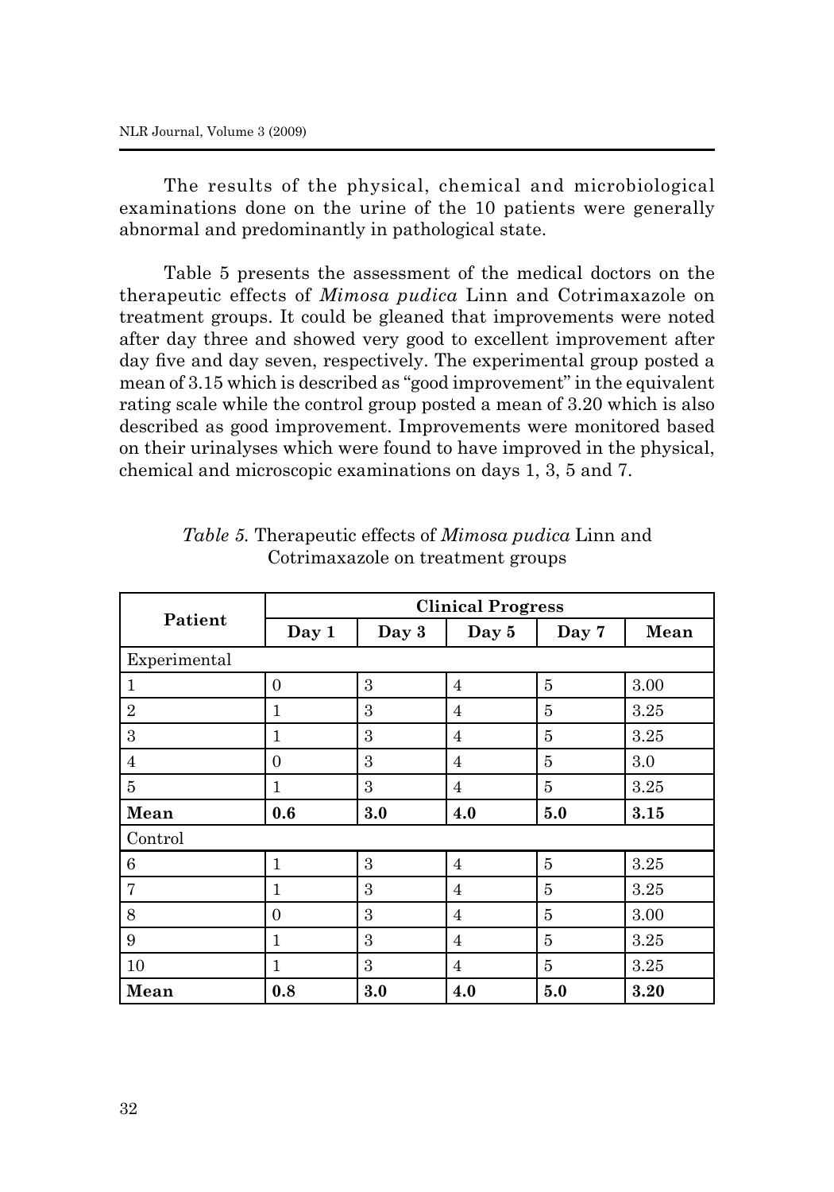The results of the physical, chemical and microbiological examinations done on the urine of the 10 patients were generally abnormal and predominantly in pathological state.

Table 5 presents the assessment of the medical doctors on the therapeutic effects of *Mimosa pudica* Linn and Cotrimaxazole on treatment groups. It could be gleaned that improvements were noted after day three and showed very good to excellent improvement after day five and day seven, respectively. The experimental group posted a mean of 3.15 which is described as "good improvement" in the equivalent rating scale while the control group posted a mean of 3.20 which is also described as good improvement. Improvements were monitored based on their urinalyses which were found to have improved in the physical, chemical and microscopic examinations on days 1, 3, 5 and 7.

*Table 5.* Therapeutic effects of *Mimosa pudica* Linn and Cotrimaxazole on treatment groups

| Patient | Clinical Progress | | | | |
|---|---|---|---|---|---|
| | **Day 1** | **Day 3** | **Day 5** | **Day 7** | **Mean** |
| Experimental | | | | | |
| 1 | 0 | 3 | 4 | 5 | 3.00 |
| 2 | 1 | 3 | 4 | 5 | 3.25 |
| 3 | 1 | 3 | 4 | 5 | 3.25 |
| 4 | 0 | 3 | 4 | 5 | 3.0 |
| 5 | 1 | 3 | 4 | 5 | 3.25 |
| **Mean** | **0.6** | **3.0** | **4.0** | **5.0** | **3.15** |
| Control | | | | | |
| 6 | 1 | 3 | 4 | 5 | 3.25 |
| 7 | 1 | 3 | 4 | 5 | 3.25 |
| 8 | 0 | 3 | 4 | 5 | 3.00 |
| 9 | 1 | 3 | 4 | 5 | 3.25 |
| 10 | 1 | 3 | 4 | 5 | 3.25 |
| **Mean** | **0.8** | **3.0** | **4.0** | **5.0** | **3.20** |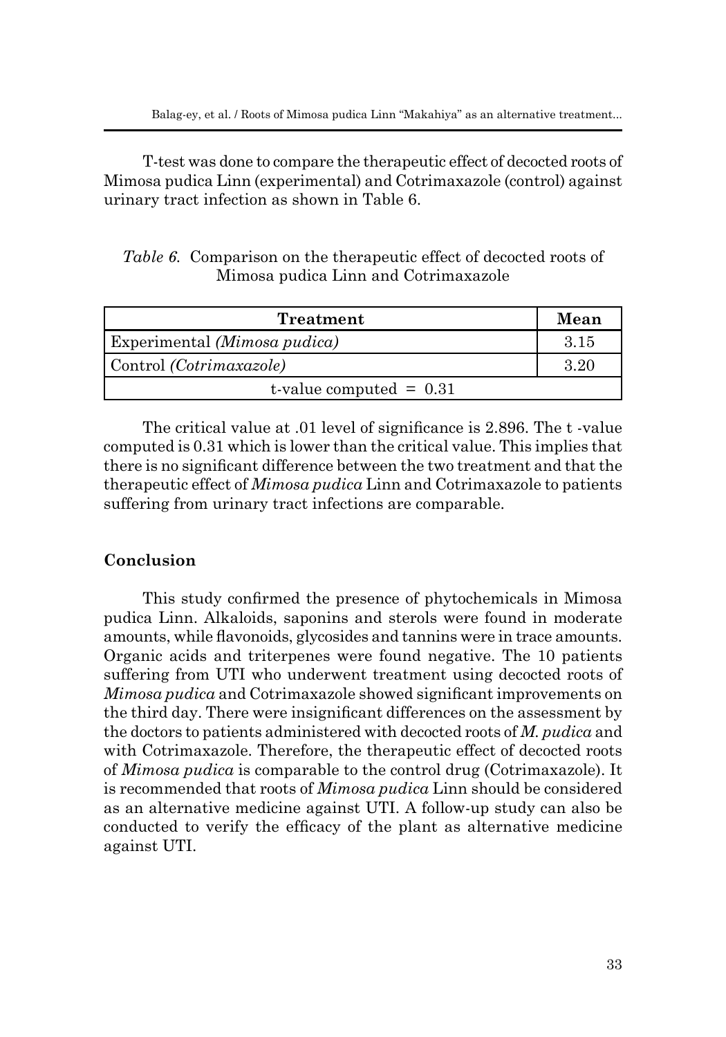T-test was done to compare the therapeutic effect of decocted roots of Mimosa pudica Linn (experimental) and Cotrimaxazole (control) against urinary tract infection as shown in Table 6.

*Table 6.* Comparison on the therapeutic effect of decocted roots of Mimosa pudica Linn and Cotrimaxazole

| Treatment | Mean |
|---|---|
| Experimental *(Mimosa pudica)* | 3.15 |
| Control *(Cotrimaxazole)* | 3.20 |
| t-value computed = 0.31 | |

The critical value at .01 level of significance is 2.896. The t -value computed is 0.31 which is lower than the critical value. This implies that there is no significant difference between the two treatment and that the therapeutic effect of *Mimosa pudica* Linn and Cotrimaxazole to patients suffering from urinary tract infections are comparable.

## Conclusion

This study confirmed the presence of phytochemicals in Mimosa pudica Linn. Alkaloids, saponins and sterols were found in moderate amounts, while flavonoids, glycosides and tannins were in trace amounts. Organic acids and triterpenes were found negative. The 10 patients suffering from UTI who underwent treatment using decocted roots of *Mimosa pudica* and Cotrimaxazole showed significant improvements on the third day. There were insignificant differences on the assessment by the doctors to patients administered with decocted roots of *M. pudica* and with Cotrimaxazole. Therefore, the therapeutic effect of decocted roots of *Mimosa pudica* is comparable to the control drug (Cotrimaxazole). It is recommended that roots of *Mimosa pudica* Linn should be considered as an alternative medicine against UTI. A follow-up study can also be conducted to verify the efficacy of the plant as alternative medicine against UTI.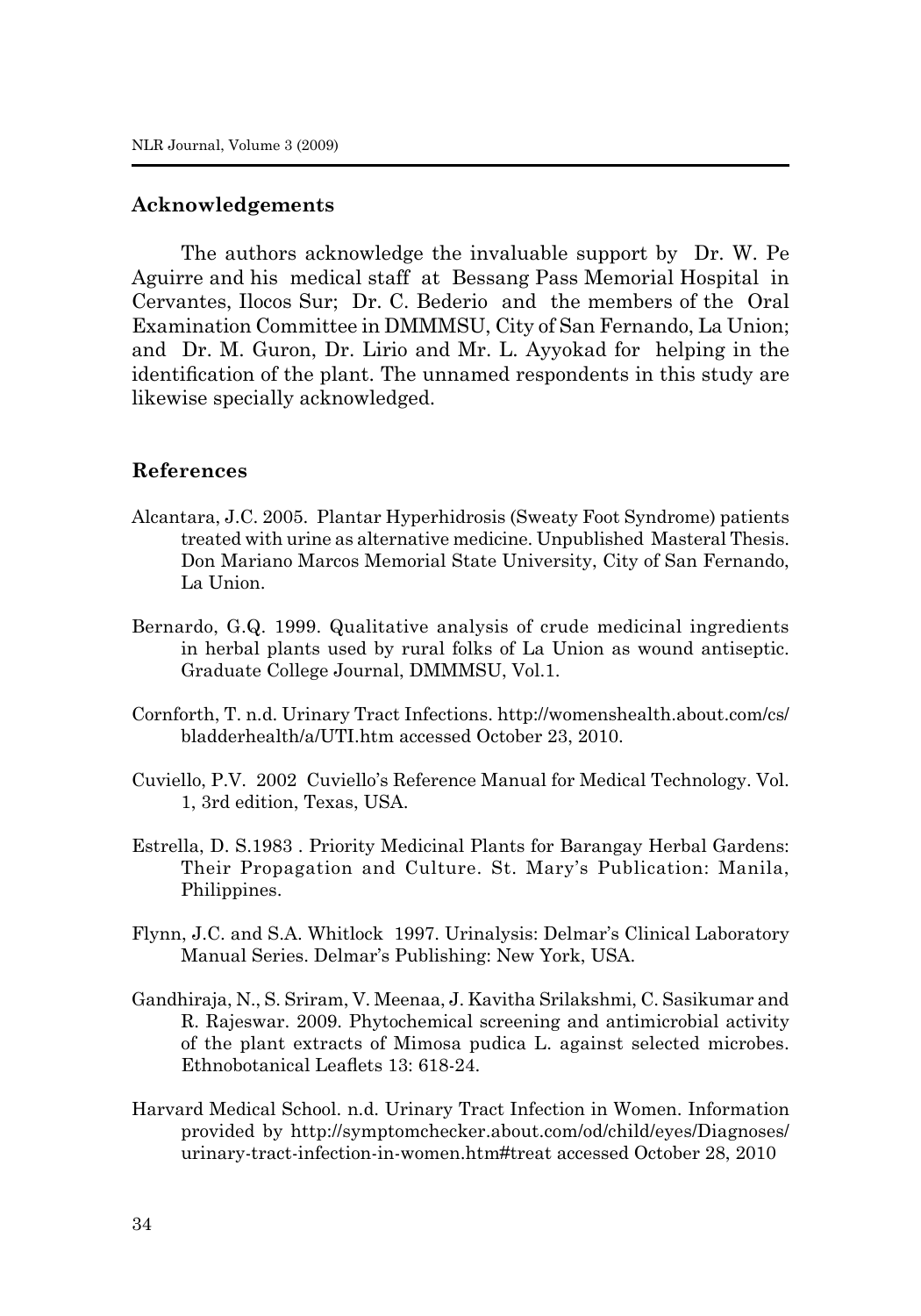## Acknowledgements

The authors acknowledge the invaluable support by Dr. W. Pe Aguirre and his medical staff at Bessang Pass Memorial Hospital in Cervantes, Ilocos Sur; Dr. C. Bederio and the members of the Oral Examination Committee in DMMMSU, City of San Fernando, La Union; and Dr. M. Guron, Dr. Lirio and Mr. L. Ayyokad for helping in the identification of the plant. The unnamed respondents in this study are likewise specially acknowledged.

## References

Alcantara, J.C. 2005. Plantar Hyperhidrosis (Sweaty Foot Syndrome) patients treated with urine as alternative medicine. Unpublished Masteral Thesis. Don Mariano Marcos Memorial State University, City of San Fernando, La Union.

Bernardo, G.Q. 1999. Qualitative analysis of crude medicinal ingredients in herbal plants used by rural folks of La Union as wound antiseptic. Graduate College Journal, DMMMSU, Vol.1.

Cornforth, T. n.d. Urinary Tract Infections. http://womenshealth.about.com/cs/bladderhealth/a/UTI.htm accessed October 23, 2010.

Cuviello, P.V. 2002 Cuviello's Reference Manual for Medical Technology. Vol. 1, 3rd edition, Texas, USA.

Estrella, D. S.1983 . Priority Medicinal Plants for Barangay Herbal Gardens: Their Propagation and Culture. St. Mary's Publication: Manila, Philippines.

Flynn, J.C. and S.A. Whitlock 1997. Urinalysis: Delmar's Clinical Laboratory Manual Series. Delmar's Publishing: New York, USA.

Gandhiraja, N., S. Sriram, V. Meenaa, J. Kavitha Srilakshmi, C. Sasikumar and R. Rajeswar. 2009. Phytochemical screening and antimicrobial activity of the plant extracts of Mimosa pudica L. against selected microbes. Ethnobotanical Leaflets 13: 618-24.

Harvard Medical School. n.d. Urinary Tract Infection in Women. Information provided by http://symptomchecker.about.com/od/child/eyes/Diagnoses/urinary-tract-infection-in-women.htm#treat accessed October 28, 2010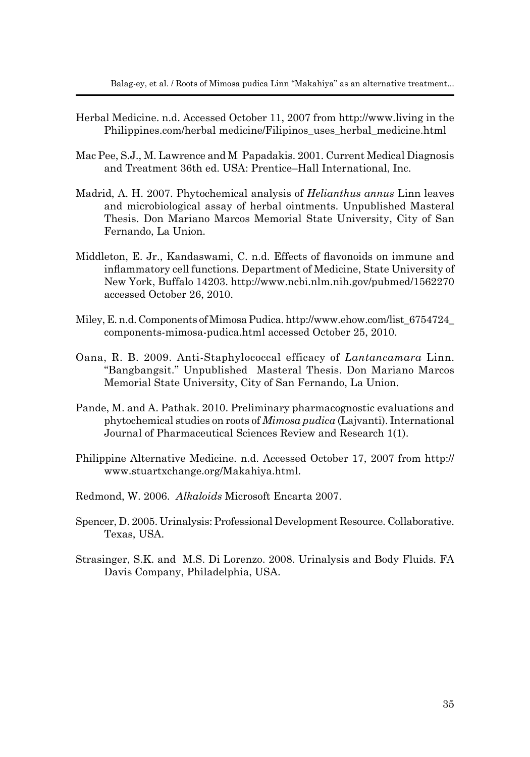Herbal Medicine. n.d. Accessed October 11, 2007 from http://www.living in the Philippines.com/herbal medicine/Filipinos_uses_herbal_medicine.html

Mac Pee, S.J., M. Lawrence and M Papadakis. 2001. Current Medical Diagnosis and Treatment 36th ed. USA: Prentice–Hall International, Inc.

Madrid, A. H. 2007. Phytochemical analysis of *Helianthus annus* Linn leaves and microbiological assay of herbal ointments. Unpublished Masteral Thesis. Don Mariano Marcos Memorial State University, City of San Fernando, La Union.

Middleton, E. Jr., Kandaswami, C. n.d. Effects of flavonoids on immune and inflammatory cell functions. Department of Medicine, State University of New York, Buffalo 14203. http://www.ncbi.nlm.nih.gov/pubmed/1562270 accessed October 26, 2010.

Miley, E. n.d. Components of Mimosa Pudica. http://www.ehow.com/list_6754724_components-mimosa-pudica.html accessed October 25, 2010.

Oana, R. B. 2009. Anti-Staphylococcal efficacy of *Lantancamara* Linn. "Bangbangsit." Unpublished Masteral Thesis. Don Mariano Marcos Memorial State University, City of San Fernando, La Union.

Pande, M. and A. Pathak. 2010. Preliminary pharmacognostic evaluations and phytochemical studies on roots of *Mimosa pudica* (Lajvanti). International Journal of Pharmaceutical Sciences Review and Research 1(1).

Philippine Alternative Medicine. n.d. Accessed October 17, 2007 from http://www.stuartxchange.org/Makahiya.html.

Redmond, W. 2006. *Alkaloids* Microsoft Encarta 2007.

Spencer, D. 2005. Urinalysis: Professional Development Resource. Collaborative. Texas, USA.

Strasinger, S.K. and M.S. Di Lorenzo. 2008. Urinalysis and Body Fluids. FA Davis Company, Philadelphia, USA.